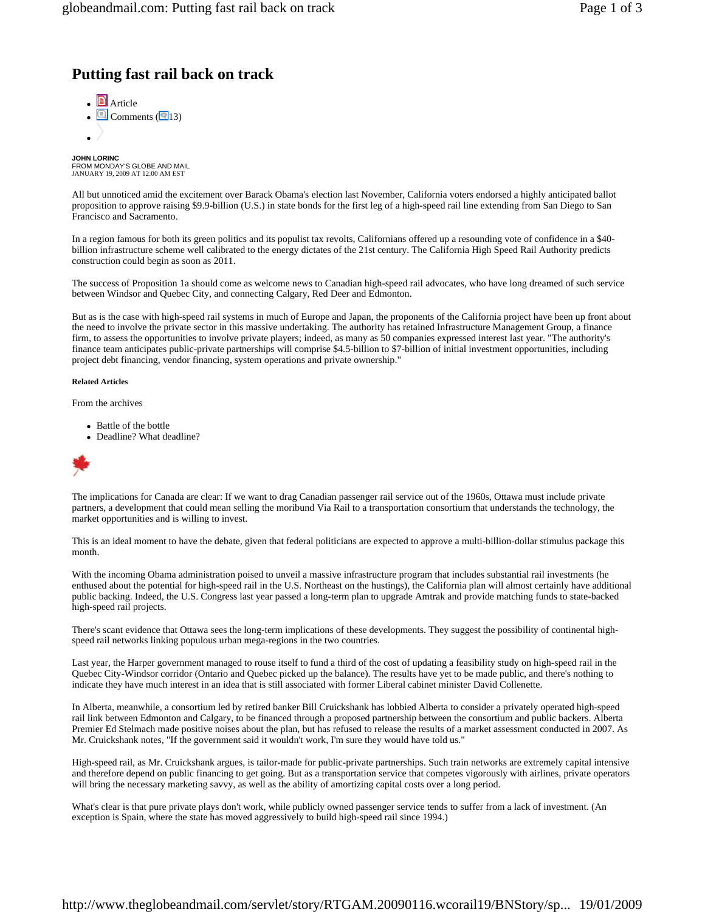# Putting fast rail back on track

- Article
- Comments (13)

**JOHN LORINC**
FROM MONDAY'S GLOBE AND MAIL
JANUARY 19, 2009 AT 12:00 AM EST

All but unnoticed amid the excitement over Barack Obama's election last November, California voters endorsed a highly anticipated ballot proposition to approve raising $9.9-billion (U.S.) in state bonds for the first leg of a high-speed rail line extending from San Diego to San Francisco and Sacramento.

In a region famous for both its green politics and its populist tax revolts, Californians offered up a resounding vote of confidence in a $40-billion infrastructure scheme well calibrated to the energy dictates of the 21st century. The California High Speed Rail Authority predicts construction could begin as soon as 2011.

The success of Proposition 1a should come as welcome news to Canadian high-speed rail advocates, who have long dreamed of such service between Windsor and Quebec City, and connecting Calgary, Red Deer and Edmonton.

But as is the case with high-speed rail systems in much of Europe and Japan, the proponents of the California project have been up front about the need to involve the private sector in this massive undertaking. The authority has retained Infrastructure Management Group, a finance firm, to assess the opportunities to involve private players; indeed, as many as 50 companies expressed interest last year. "The authority's finance team anticipates public-private partnerships will comprise $4.5-billion to $7-billion of initial investment opportunities, including project debt financing, vendor financing, system operations and private ownership."

**Related Articles**

From the archives

- Battle of the bottle
- Deadline? What deadline?

The implications for Canada are clear: If we want to drag Canadian passenger rail service out of the 1960s, Ottawa must include private partners, a development that could mean selling the moribund Via Rail to a transportation consortium that understands the technology, the market opportunities and is willing to invest.

This is an ideal moment to have the debate, given that federal politicians are expected to approve a multi-billion-dollar stimulus package this month.

With the incoming Obama administration poised to unveil a massive infrastructure program that includes substantial rail investments (he enthused about the potential for high-speed rail in the U.S. Northeast on the hustings), the California plan will almost certainly have additional public backing. Indeed, the U.S. Congress last year passed a long-term plan to upgrade Amtrak and provide matching funds to state-backed high-speed rail projects.

There's scant evidence that Ottawa sees the long-term implications of these developments. They suggest the possibility of continental high-speed rail networks linking populous urban mega-regions in the two countries.

Last year, the Harper government managed to rouse itself to fund a third of the cost of updating a feasibility study on high-speed rail in the Quebec City-Windsor corridor (Ontario and Quebec picked up the balance). The results have yet to be made public, and there's nothing to indicate they have much interest in an idea that is still associated with former Liberal cabinet minister David Collenette.

In Alberta, meanwhile, a consortium led by retired banker Bill Cruickshank has lobbied Alberta to consider a privately operated high-speed rail link between Edmonton and Calgary, to be financed through a proposed partnership between the consortium and public backers. Alberta Premier Ed Stelmach made positive noises about the plan, but has refused to release the results of a market assessment conducted in 2007. As Mr. Cruickshank notes, "If the government said it wouldn't work, I'm sure they would have told us."

High-speed rail, as Mr. Cruickshank argues, is tailor-made for public-private partnerships. Such train networks are extremely capital intensive and therefore depend on public financing to get going. But as a transportation service that competes vigorously with airlines, private operators will bring the necessary marketing savvy, as well as the ability of amortizing capital costs over a long period.

What's clear is that pure private plays don't work, while publicly owned passenger service tends to suffer from a lack of investment. (An exception is Spain, where the state has moved aggressively to build high-speed rail since 1994.)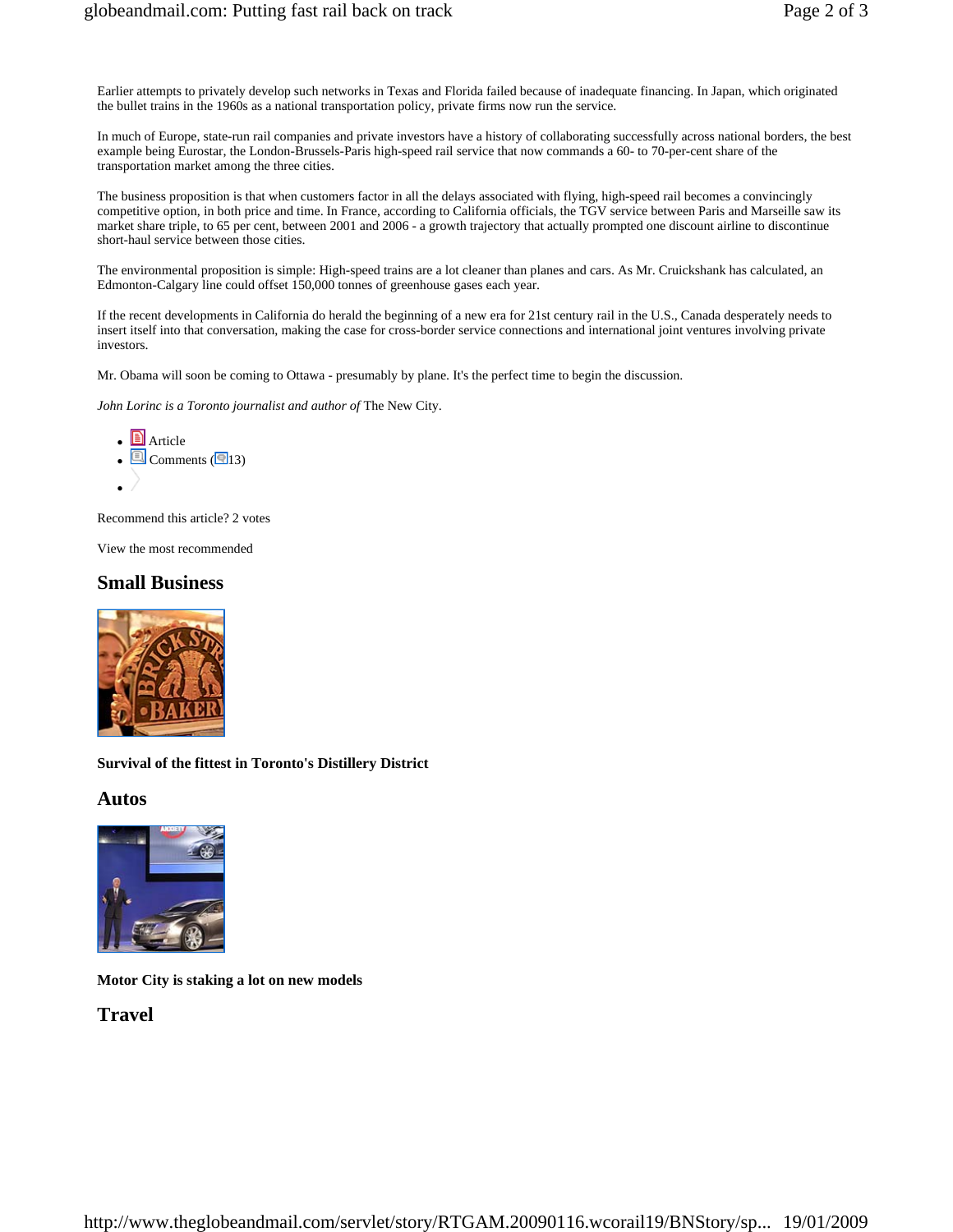Earlier attempts to privately develop such networks in Texas and Florida failed because of inadequate financing. In Japan, which originated the bullet trains in the 1960s as a national transportation policy, private firms now run the service.

In much of Europe, state-run rail companies and private investors have a history of collaborating successfully across national borders, the best example being Eurostar, the London-Brussels-Paris high-speed rail service that now commands a 60- to 70-per-cent share of the transportation market among the three cities.

The business proposition is that when customers factor in all the delays associated with flying, high-speed rail becomes a convincingly competitive option, in both price and time. In France, according to California officials, the TGV service between Paris and Marseille saw its market share triple, to 65 per cent, between 2001 and 2006 - a growth trajectory that actually prompted one discount airline to discontinue short-haul service between those cities.

The environmental proposition is simple: High-speed trains are a lot cleaner than planes and cars. As Mr. Cruickshank has calculated, an Edmonton-Calgary line could offset 150,000 tonnes of greenhouse gases each year.

If the recent developments in California do herald the beginning of a new era for 21st century rail in the U.S., Canada desperately needs to insert itself into that conversation, making the case for cross-border service connections and international joint ventures involving private investors.

Mr. Obama will soon be coming to Ottawa - presumably by plane. It's the perfect time to begin the discussion.

*John Lorinc is a Toronto journalist and author of* The New City.

- Article
- Comments (13)

Recommend this article? 2 votes

View the most recommended

## Small Business

**Survival of the fittest in Toronto's Distillery District**

## Autos

**Motor City is staking a lot on new models**

## Travel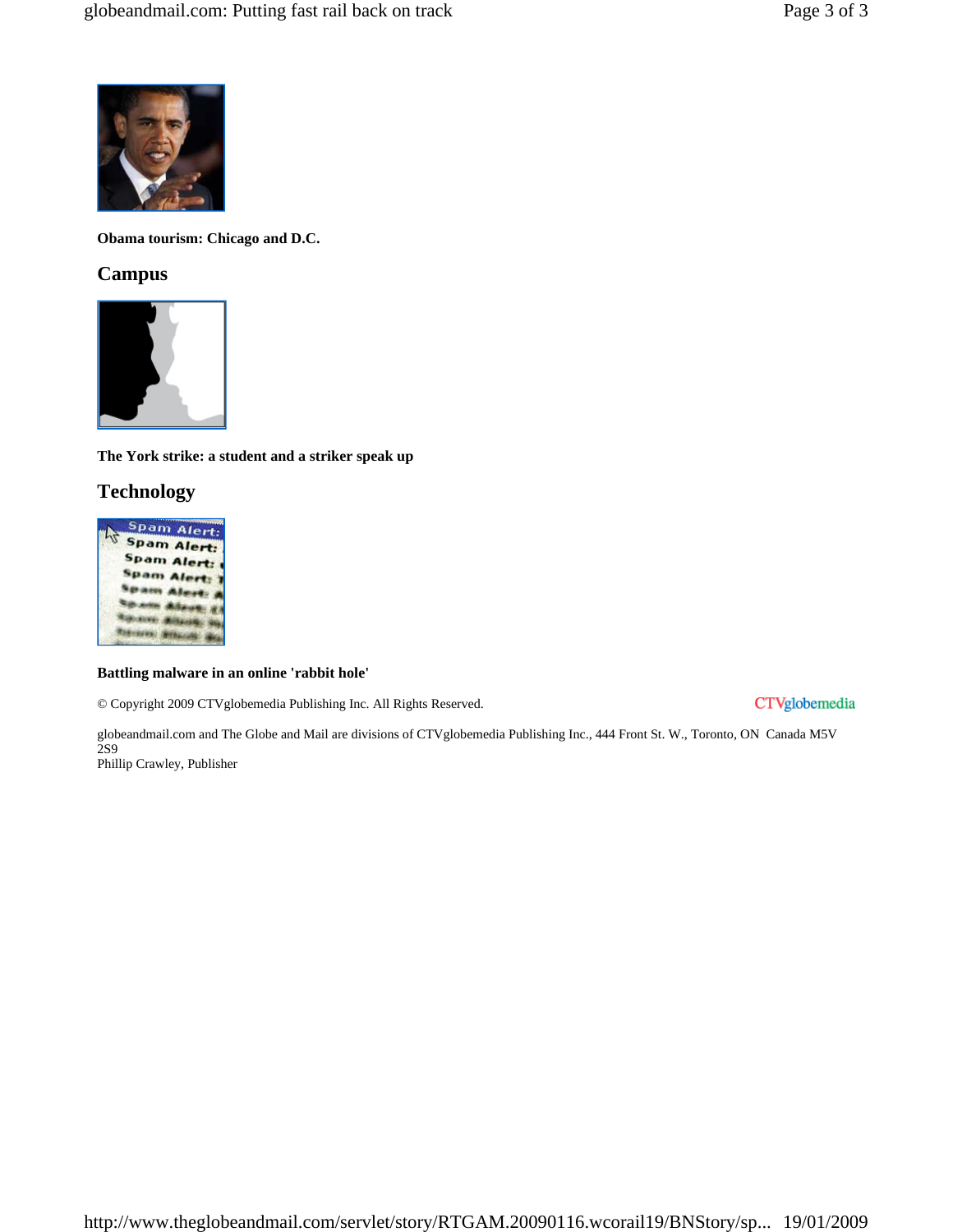**Obama tourism: Chicago and D.C.**

## Campus

**The York strike: a student and a striker speak up**

## Technology

**Battling malware in an online 'rabbit hole'**

© Copyright 2009 CTVglobemedia Publishing Inc. All Rights Reserved.

CTVglobemedia

globeandmail.com and The Globe and Mail are divisions of CTVglobemedia Publishing Inc., 444 Front St. W., Toronto, ON Canada M5V 2S9
Phillip Crawley, Publisher